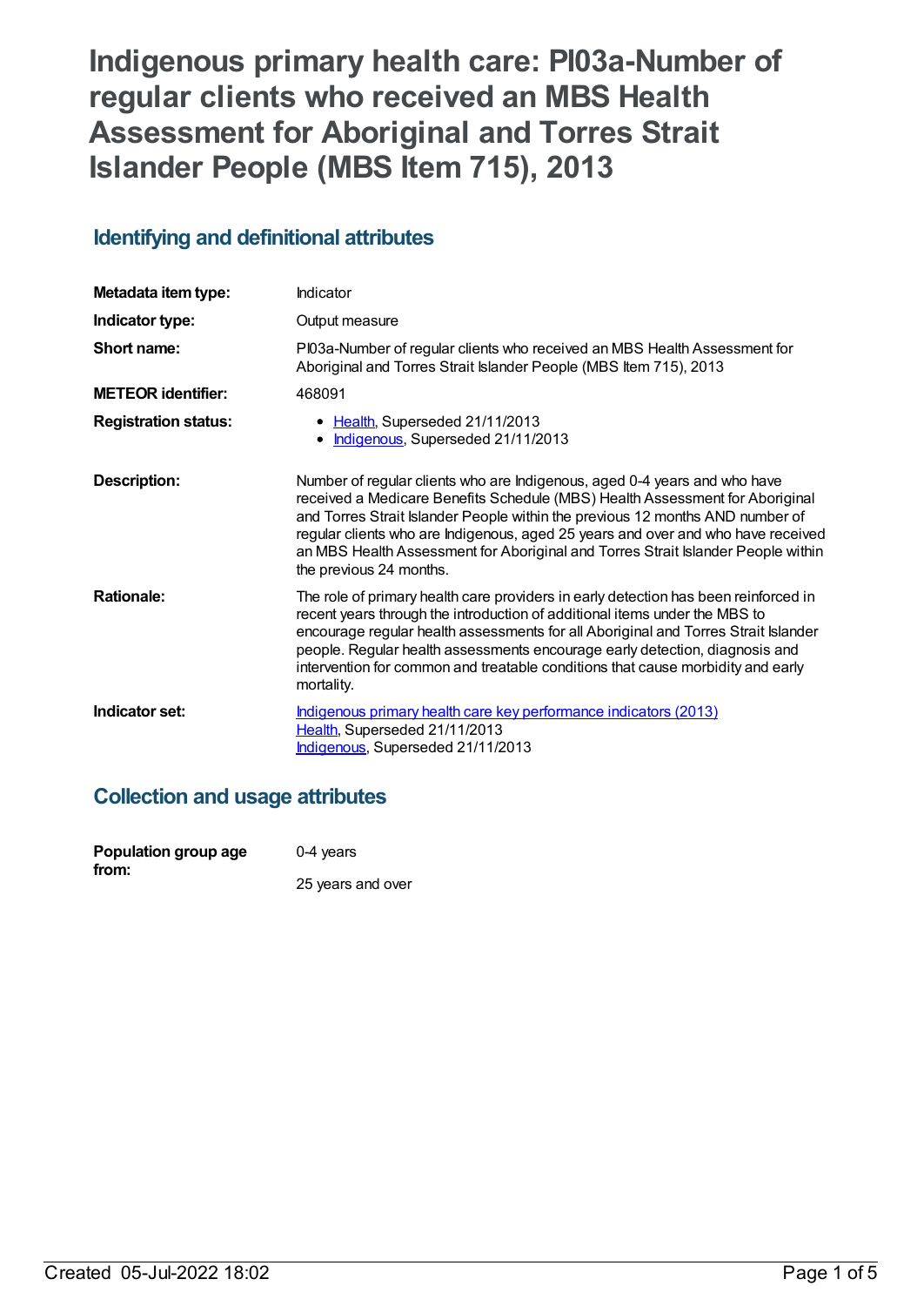# Indigenous primary health care: PI03a-Number of regular clients who received an MBS Health Assessment for Aboriginal and Torres Strait Islander People (MBS Item 715), 2013

## Identifying and definitional attributes

| | |
|---|---|
| **Metadata item type:** | Indicator |
| **Indicator type:** | Output measure |
| **Short name:** | PI03a-Number of regular clients who received an MBS Health Assessment for Aboriginal and Torres Strait Islander People (MBS Item 715), 2013 |
| **METEOR identifier:** | 468091 |
| **Registration status:** | • Health, Superseded 21/11/2013<br>• Indigenous, Superseded 21/11/2013 |
| **Description:** | Number of regular clients who are Indigenous, aged 0-4 years and who have received a Medicare Benefits Schedule (MBS) Health Assessment for Aboriginal and Torres Strait Islander People within the previous 12 months AND number of regular clients who are Indigenous, aged 25 years and over and who have received an MBS Health Assessment for Aboriginal and Torres Strait Islander People within the previous 24 months. |
| **Rationale:** | The role of primary health care providers in early detection has been reinforced in recent years through the introduction of additional items under the MBS to encourage regular health assessments for all Aboriginal and Torres Strait Islander people. Regular health assessments encourage early detection, diagnosis and intervention for common and treatable conditions that cause morbidity and early mortality. |
| **Indicator set:** | Indigenous primary health care key performance indicators (2013)<br>Health, Superseded 21/11/2013<br>Indigenous, Superseded 21/11/2013 |

## Collection and usage attributes

| | |
|---|---|
| **Population group age from:** | 0-4 years<br><br>25 years and over |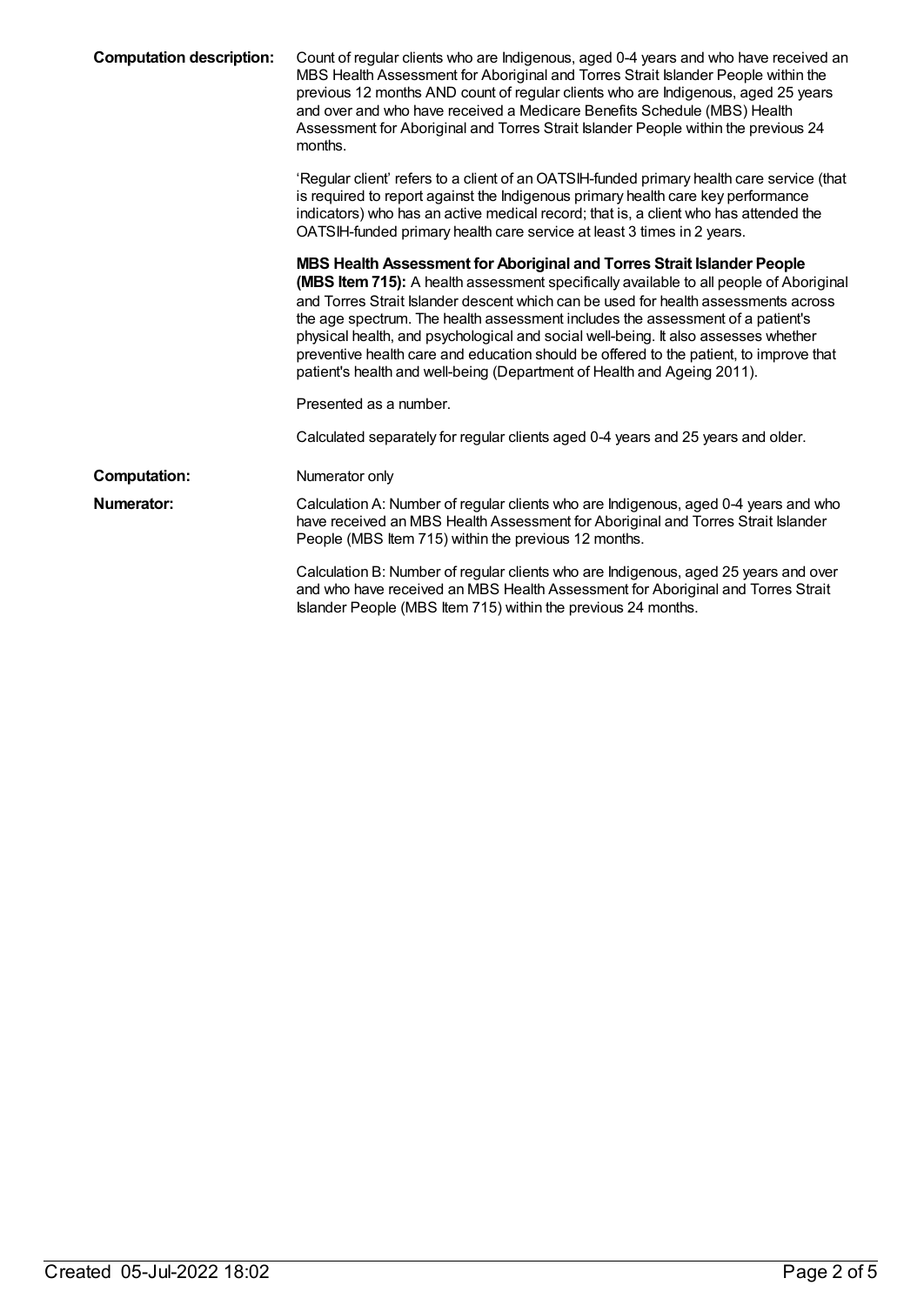**Computation description:** Count of regular clients who are Indigenous, aged 0-4 years and who have received an MBS Health Assessment for Aboriginal and Torres Strait Islander People within the previous 12 months AND count of regular clients who are Indigenous, aged 25 years and over and who have received a Medicare Benefits Schedule (MBS) Health Assessment for Aboriginal and Torres Strait Islander People within the previous 24 months.

'Regular client' refers to a client of an OATSIH-funded primary health care service (that is required to report against the Indigenous primary health care key performance indicators) who has an active medical record; that is, a client who has attended the OATSIH-funded primary health care service at least 3 times in 2 years.

**MBS Health Assessment for Aboriginal and Torres Strait Islander People (MBS Item 715):** A health assessment specifically available to all people of Aboriginal and Torres Strait Islander descent which can be used for health assessments across the age spectrum. The health assessment includes the assessment of a patient's physical health, and psychological and social well-being. It also assesses whether preventive health care and education should be offered to the patient, to improve that patient's health and well-being (Department of Health and Ageing 2011).

Presented as a number.

Calculated separately for regular clients aged 0-4 years and 25 years and older.

**Computation:** Numerator only

**Numerator:** Calculation A: Number of regular clients who are Indigenous, aged 0-4 years and who have received an MBS Health Assessment for Aboriginal and Torres Strait Islander People (MBS Item 715) within the previous 12 months.

Calculation B: Number of regular clients who are Indigenous, aged 25 years and over and who have received an MBS Health Assessment for Aboriginal and Torres Strait Islander People (MBS Item 715) within the previous 24 months.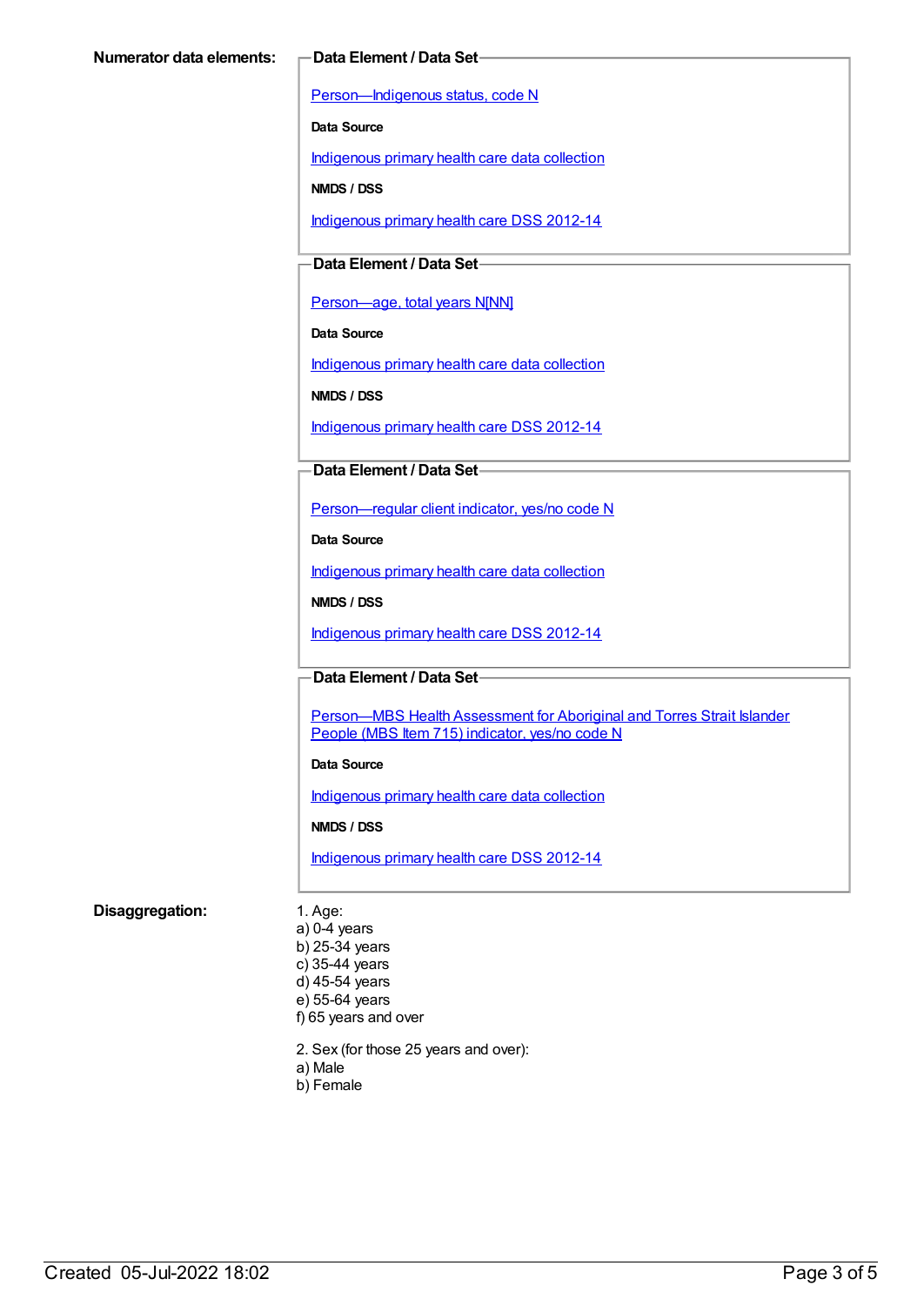**Numerator data elements:**

**Data Element / Data Set**

Person—Indigenous status, code N

**Data Source**

Indigenous primary health care data collection

**NMDS / DSS**

Indigenous primary health care DSS 2012-14

**Data Element / Data Set**

Person—age, total years N[NN]

**Data Source**

Indigenous primary health care data collection

**NMDS / DSS**

Indigenous primary health care DSS 2012-14

**Data Element / Data Set**

Person—regular client indicator, yes/no code N

**Data Source**

Indigenous primary health care data collection

**NMDS / DSS**

Indigenous primary health care DSS 2012-14

**Data Element / Data Set**

Person—MBS Health Assessment for Aboriginal and Torres Strait Islander People (MBS Item 715) indicator, yes/no code N

**Data Source**

Indigenous primary health care data collection

**NMDS / DSS**

Indigenous primary health care DSS 2012-14

**Disaggregation:**

1. Age:
a) 0-4 years
b) 25-34 years
c) 35-44 years
d) 45-54 years
e) 55-64 years
f) 65 years and over

2. Sex (for those 25 years and over):
a) Male
b) Female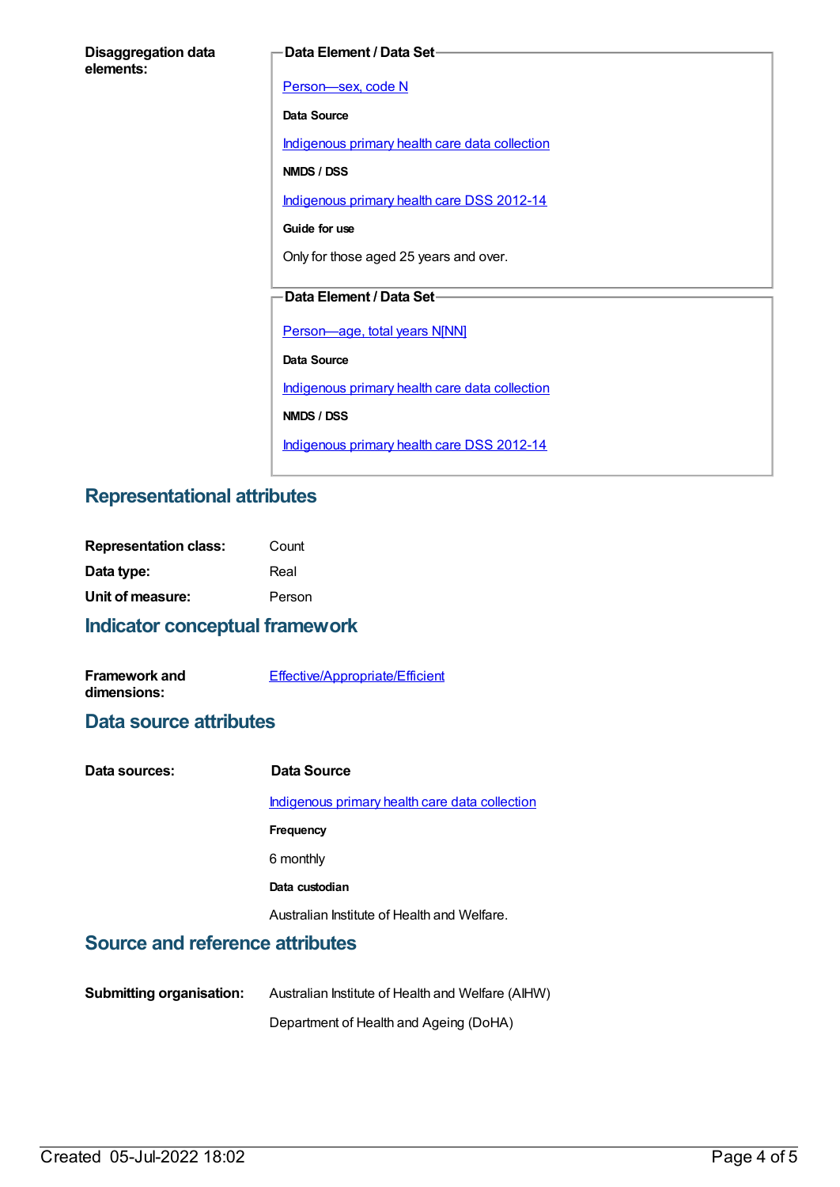**Disaggregation data elements:**

**Data Element / Data Set**

Person—sex, code N

**Data Source**

Indigenous primary health care data collection

**NMDS / DSS**

Indigenous primary health care DSS 2012-14

**Guide for use**

Only for those aged 25 years and over.

**Data Element / Data Set**

Person—age, total years N[NN]

**Data Source**

Indigenous primary health care data collection

**NMDS / DSS**

Indigenous primary health care DSS 2012-14

## Representational attributes

**Representation class:** Count

**Data type:** Real

**Unit of measure:** Person

## Indicator conceptual framework

**Framework and dimensions:** Effective/Appropriate/Efficient

## Data source attributes

**Data sources:**

**Data Source**

Indigenous primary health care data collection

**Frequency**

6 monthly

**Data custodian**

Australian Institute of Health and Welfare.

## Source and reference attributes

**Submitting organisation:** Australian Institute of Health and Welfare (AIHW)

Department of Health and Ageing (DoHA)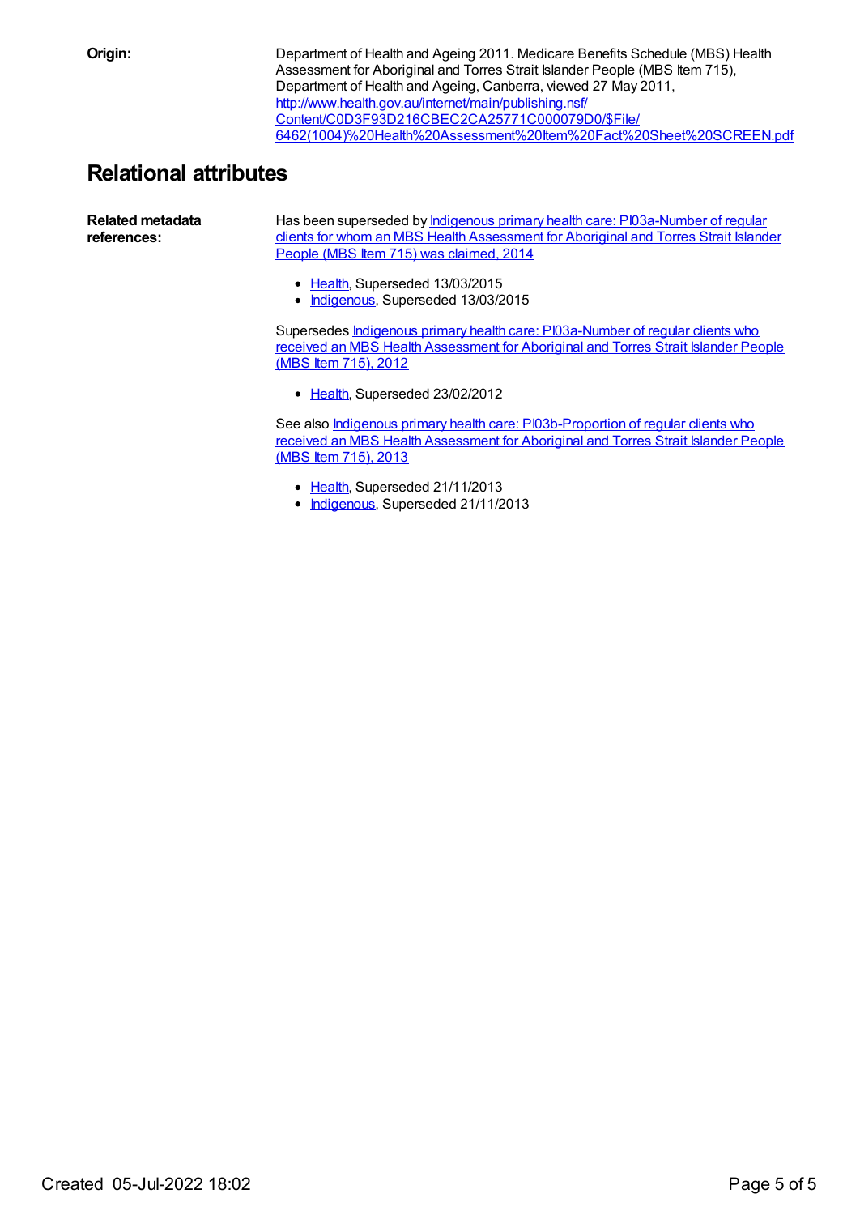**Origin:** Department of Health and Ageing 2011. Medicare Benefits Schedule (MBS) Health Assessment for Aboriginal and Torres Strait Islander People (MBS Item 715), Department of Health and Ageing, Canberra, viewed 27 May 2011, http://www.health.gov.au/internet/main/publishing.nsf/Content/C0D3F93D216CBEC2CA25771C000079D0/$File/6462(1004)%20Health%20Assessment%20Item%20Fact%20Sheet%20SCREEN.pdf

## Relational attributes

**Related metadata references:**

Has been superseded by Indigenous primary health care: PI03a-Number of regular clients for whom an MBS Health Assessment for Aboriginal and Torres Strait Islander People (MBS Item 715) was claimed, 2014

- Health, Superseded 13/03/2015
- Indigenous, Superseded 13/03/2015

Supersedes Indigenous primary health care: PI03a-Number of regular clients who received an MBS Health Assessment for Aboriginal and Torres Strait Islander People (MBS Item 715), 2012

- Health, Superseded 23/02/2012

See also Indigenous primary health care: PI03b-Proportion of regular clients who received an MBS Health Assessment for Aboriginal and Torres Strait Islander People (MBS Item 715), 2013

- Health, Superseded 21/11/2013
- Indigenous, Superseded 21/11/2013